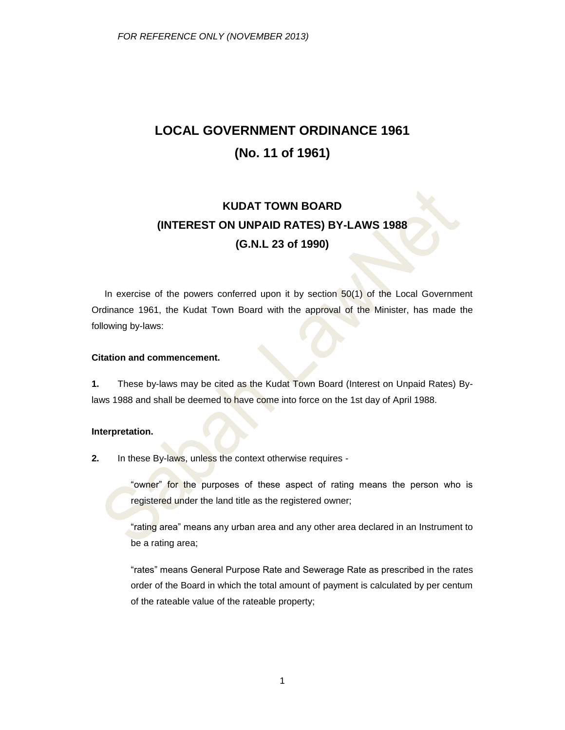*FOR REFERENCE ONLY (NOVEMBER 2013)*

# LOCAL GOVERNMENT ORDINANCE 1961
# (No. 11 of 1961)

## KUDAT TOWN BOARD
## (INTEREST ON UNPAID RATES) BY-LAWS 1988
## (G.N.L 23 of 1990)

In exercise of the powers conferred upon it by section 50(1) of the Local Government Ordinance 1961, the Kudat Town Board with the approval of the Minister, has made the following by-laws:

**Citation and commencement.**

**1.** These by-laws may be cited as the Kudat Town Board (Interest on Unpaid Rates) By-laws 1988 and shall be deemed to have come into force on the 1st day of April 1988.

**Interpretation.**

**2.** In these By-laws, unless the context otherwise requires -

"owner" for the purposes of these aspect of rating means the person who is registered under the land title as the registered owner;

"rating area" means any urban area and any other area declared in an Instrument to be a rating area;

"rates" means General Purpose Rate and Sewerage Rate as prescribed in the rates order of the Board in which the total amount of payment is calculated by per centum of the rateable value of the rateable property;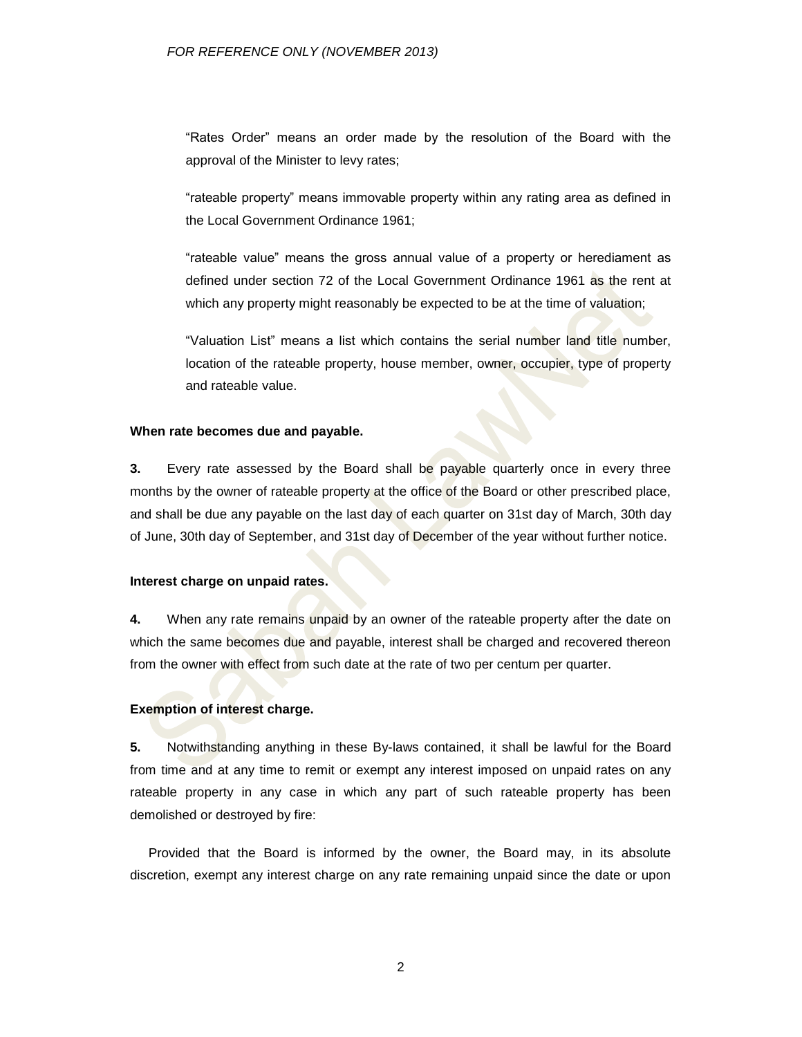"Rates Order" means an order made by the resolution of the Board with the approval of the Minister to levy rates;

"rateable property" means immovable property within any rating area as defined in the Local Government Ordinance 1961;

"rateable value" means the gross annual value of a property or herediament as defined under section 72 of the Local Government Ordinance 1961 as the rent at which any property might reasonably be expected to be at the time of valuation;

"Valuation List" means a list which contains the serial number land title number, location of the rateable property, house member, owner, occupier, type of property and rateable value.

**When rate becomes due and payable.**

**3.** Every rate assessed by the Board shall be payable quarterly once in every three months by the owner of rateable property at the office of the Board or other prescribed place, and shall be due any payable on the last day of each quarter on 31st day of March, 30th day of June, 30th day of September, and 31st day of December of the year without further notice.

**Interest charge on unpaid rates.**

**4.** When any rate remains unpaid by an owner of the rateable property after the date on which the same becomes due and payable, interest shall be charged and recovered thereon from the owner with effect from such date at the rate of two per centum per quarter.

**Exemption of interest charge.**

**5.** Notwithstanding anything in these By-laws contained, it shall be lawful for the Board from time and at any time to remit or exempt any interest imposed on unpaid rates on any rateable property in any case in which any part of such rateable property has been demolished or destroyed by fire:

Provided that the Board is informed by the owner, the Board may, in its absolute discretion, exempt any interest charge on any rate remaining unpaid since the date or upon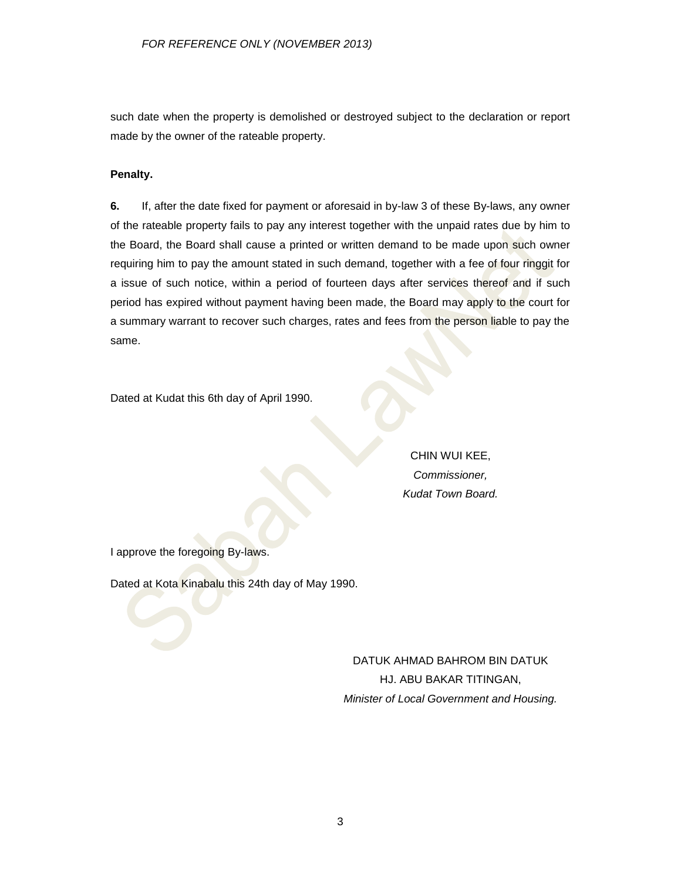such date when the property is demolished or destroyed subject to the declaration or report made by the owner of the rateable property.

**Penalty.**

**6.** If, after the date fixed for payment or aforesaid in by-law 3 of these By-laws, any owner of the rateable property fails to pay any interest together with the unpaid rates due by him to the Board, the Board shall cause a printed or written demand to be made upon such owner requiring him to pay the amount stated in such demand, together with a fee of four ringgit for a issue of such notice, within a period of fourteen days after services thereof and if such period has expired without payment having been made, the Board may apply to the court for a summary warrant to recover such charges, rates and fees from the person liable to pay the same.

Dated at Kudat this 6th day of April 1990.

CHIN WUI KEE,
*Commissioner,*
*Kudat Town Board.*

I approve the foregoing By-laws.

Dated at Kota Kinabalu this 24th day of May 1990.

DATUK AHMAD BAHROM BIN DATUK
HJ. ABU BAKAR TITINGAN,
*Minister of Local Government and Housing.*